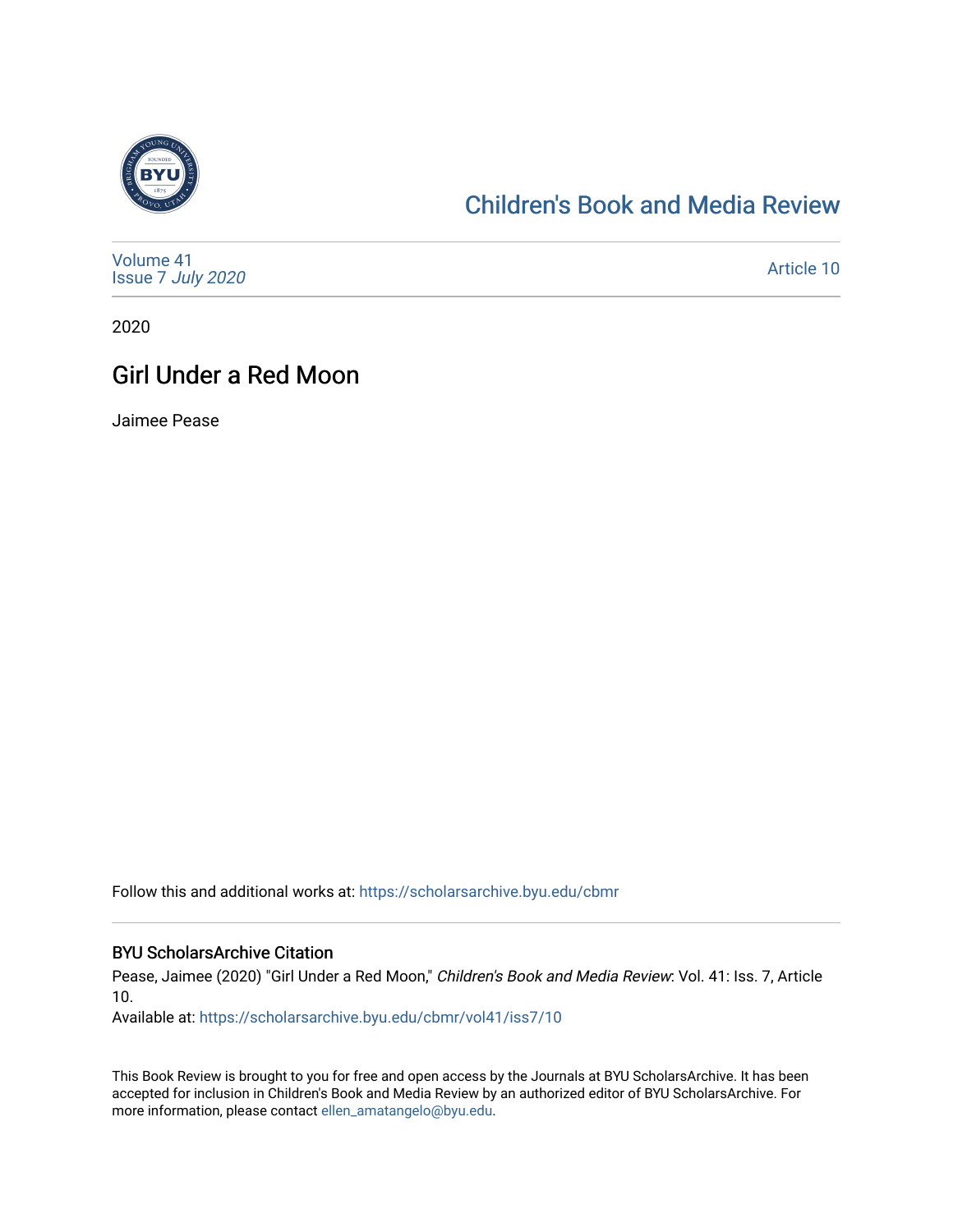# Children's Book and Media Review

Volume 41
Issue 7 *July 2020*

Article 10

2020

## Girl Under a Red Moon

Jaimee Pease

Follow this and additional works at: https://scholarsarchive.byu.edu/cbmr

### BYU ScholarsArchive Citation

Pease, Jaimee (2020) "Girl Under a Red Moon," *Children's Book and Media Review*: Vol. 41: Iss. 7, Article 10.
Available at: https://scholarsarchive.byu.edu/cbmr/vol41/iss7/10

This Book Review is brought to you for free and open access by the Journals at BYU ScholarsArchive. It has been accepted for inclusion in Children's Book and Media Review by an authorized editor of BYU ScholarsArchive. For more information, please contact ellen_amatangelo@byu.edu.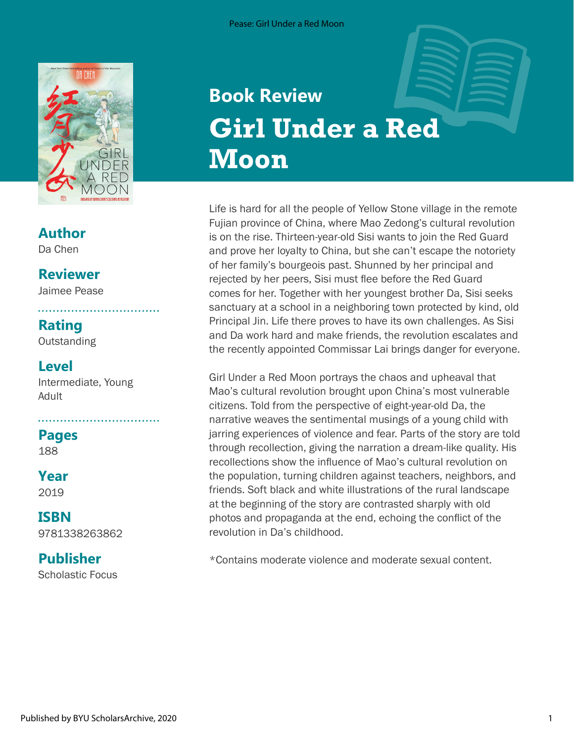## Book Review

# Girl Under a Red Moon

**Author**
Da Chen

**Reviewer**
Jaimee Pease

**Rating**
Outstanding

**Level**
Intermediate, Young Adult

**Pages**
188

**Year**
2019

**ISBN**
9781338263862

**Publisher**
Scholastic Focus

Life is hard for all the people of Yellow Stone village in the remote Fujian province of China, where Mao Zedong's cultural revolution is on the rise. Thirteen-year-old Sisi wants to join the Red Guard and prove her loyalty to China, but she can't escape the notoriety of her family's bourgeois past. Shunned by her principal and rejected by her peers, Sisi must flee before the Red Guard comes for her. Together with her youngest brother Da, Sisi seeks sanctuary at a school in a neighboring town protected by kind, old Principal Jin. Life there proves to have its own challenges. As Sisi and Da work hard and make friends, the revolution escalates and the recently appointed Commissar Lai brings danger for everyone.

Girl Under a Red Moon portrays the chaos and upheaval that Mao's cultural revolution brought upon China's most vulnerable citizens. Told from the perspective of eight-year-old Da, the narrative weaves the sentimental musings of a young child with jarring experiences of violence and fear. Parts of the story are told through recollection, giving the narration a dream-like quality. His recollections show the influence of Mao's cultural revolution on the population, turning children against teachers, neighbors, and friends. Soft black and white illustrations of the rural landscape at the beginning of the story are contrasted sharply with old photos and propaganda at the end, echoing the conflict of the revolution in Da's childhood.

*Contains moderate violence and moderate sexual content.